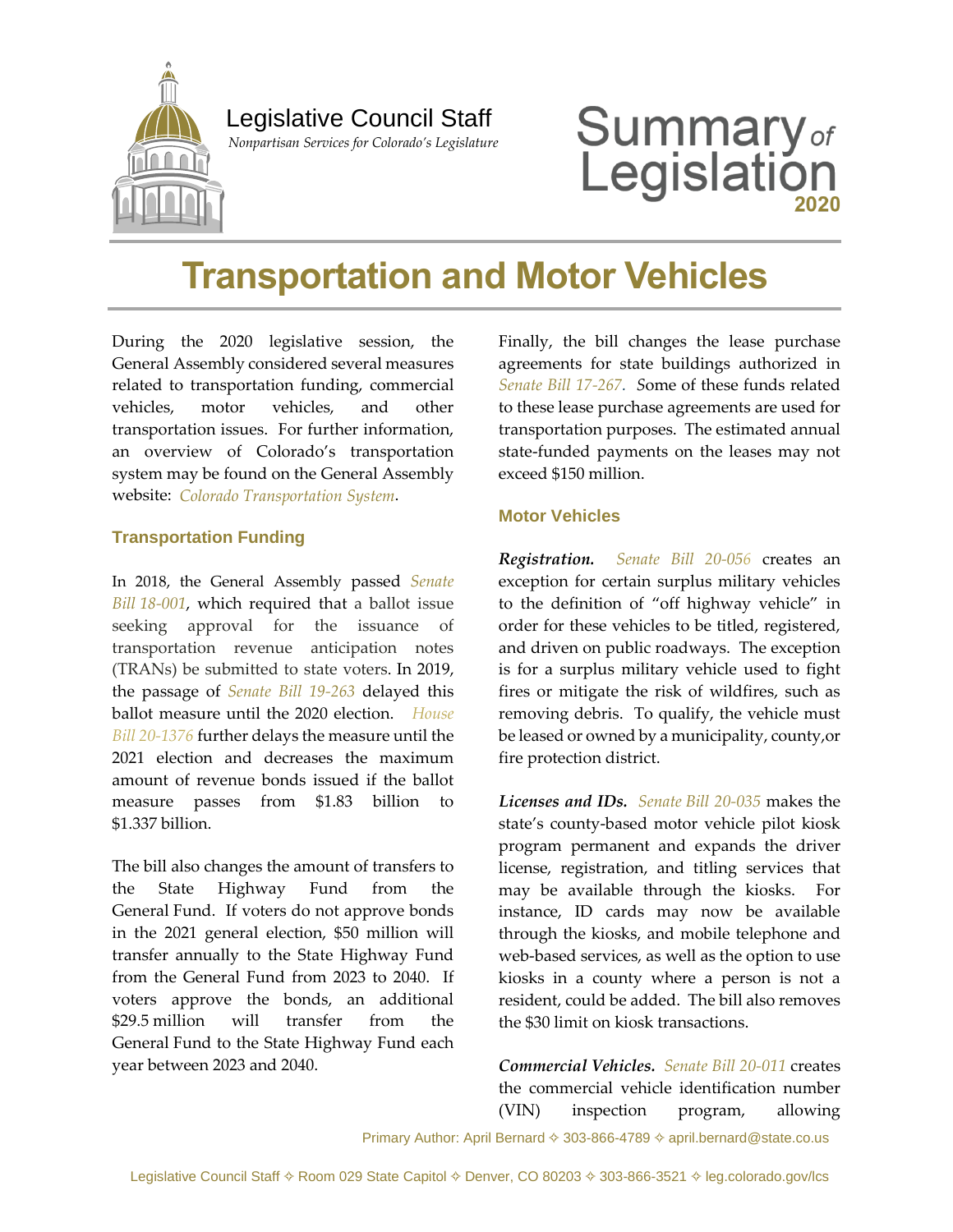Legislative Council Staff

*Nonpartisan Services for Colorado's Legislature*

# Summary of Legislation 2020

# Transportation and Motor Vehicles

During the 2020 legislative session, the General Assembly considered several measures related to transportation funding, commercial vehicles, motor vehicles, and other transportation issues. For further information, an overview of Colorado's transportation system may be found on the General Assembly website: *Colorado Transportation System*.

## Transportation Funding

In 2018, the General Assembly passed *Senate Bill 18-001*, which required that a ballot issue seeking approval for the issuance of transportation revenue anticipation notes (TRANs) be submitted to state voters. In 2019, the passage of *Senate Bill 19-263* delayed this ballot measure until the 2020 election. *House Bill 20-1376* further delays the measure until the 2021 election and decreases the maximum amount of revenue bonds issued if the ballot measure passes from $1.83 billion to $1.337 billion.

The bill also changes the amount of transfers to the State Highway Fund from the General Fund. If voters do not approve bonds in the 2021 general election, $50 million will transfer annually to the State Highway Fund from the General Fund from 2023 to 2040. If voters approve the bonds, an additional $29.5 million will transfer from the General Fund to the State Highway Fund each year between 2023 and 2040.

Finally, the bill changes the lease purchase agreements for state buildings authorized in *Senate Bill 17-267*. Some of these funds related to these lease purchase agreements are used for transportation purposes. The estimated annual state-funded payments on the leases may not exceed $150 million.

## Motor Vehicles

***Registration.*** *Senate Bill 20-056* creates an exception for certain surplus military vehicles to the definition of "off highway vehicle" in order for these vehicles to be titled, registered, and driven on public roadways. The exception is for a surplus military vehicle used to fight fires or mitigate the risk of wildfires, such as removing debris. To qualify, the vehicle must be leased or owned by a municipality, county, or fire protection district.

***Licenses and IDs.*** *Senate Bill 20-035* makes the state's county-based motor vehicle pilot kiosk program permanent and expands the driver license, registration, and titling services that may be available through the kiosks. For instance, ID cards may now be available through the kiosks, and mobile telephone and web-based services, as well as the option to use kiosks in a county where a person is not a resident, could be added. The bill also removes the $30 limit on kiosk transactions.

***Commercial Vehicles.*** *Senate Bill 20-011* creates the commercial vehicle identification number (VIN) inspection program, allowing

Primary Author: April Bernard ✧ 303-866-4789 ✧ april.bernard@state.co.us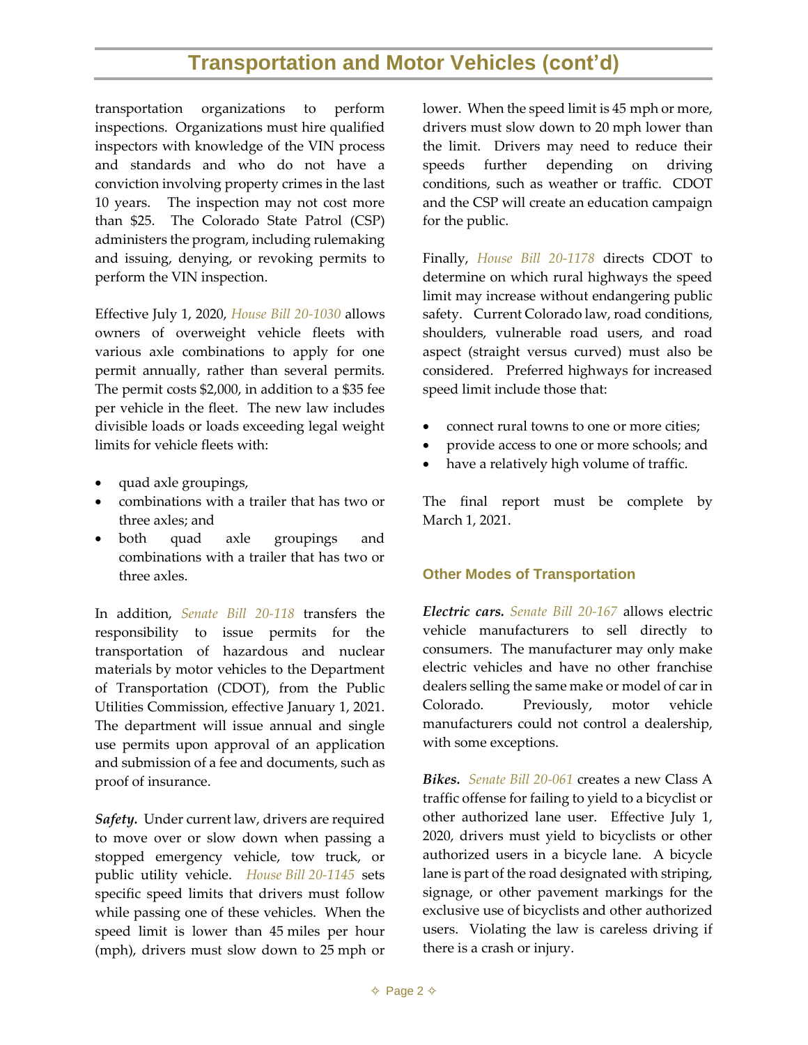# Transportation and Motor Vehicles (cont'd)

transportation organizations to perform inspections. Organizations must hire qualified inspectors with knowledge of the VIN process and standards and who do not have a conviction involving property crimes in the last 10 years. The inspection may not cost more than $25. The Colorado State Patrol (CSP) administers the program, including rulemaking and issuing, denying, or revoking permits to perform the VIN inspection.

Effective July 1, 2020, *House Bill 20-1030* allows owners of overweight vehicle fleets with various axle combinations to apply for one permit annually, rather than several permits. The permit costs $2,000, in addition to a $35 fee per vehicle in the fleet. The new law includes divisible loads or loads exceeding legal weight limits for vehicle fleets with:

- quad axle groupings,
- combinations with a trailer that has two or three axles; and
- both quad axle groupings and combinations with a trailer that has two or three axles.

In addition, *Senate Bill 20-118* transfers the responsibility to issue permits for the transportation of hazardous and nuclear materials by motor vehicles to the Department of Transportation (CDOT), from the Public Utilities Commission, effective January 1, 2021. The department will issue annual and single use permits upon approval of an application and submission of a fee and documents, such as proof of insurance.

***Safety.*** Under current law, drivers are required to move over or slow down when passing a stopped emergency vehicle, tow truck, or public utility vehicle. *House Bill 20-1145* sets specific speed limits that drivers must follow while passing one of these vehicles. When the speed limit is lower than 45 miles per hour (mph), drivers must slow down to 25 mph or lower. When the speed limit is 45 mph or more, drivers must slow down to 20 mph lower than the limit. Drivers may need to reduce their speeds further depending on driving conditions, such as weather or traffic. CDOT and the CSP will create an education campaign for the public.

Finally, *House Bill 20-1178* directs CDOT to determine on which rural highways the speed limit may increase without endangering public safety. Current Colorado law, road conditions, shoulders, vulnerable road users, and road aspect (straight versus curved) must also be considered. Preferred highways for increased speed limit include those that:

- connect rural towns to one or more cities;
- provide access to one or more schools; and
- have a relatively high volume of traffic.

The final report must be complete by March 1, 2021.

## Other Modes of Transportation

***Electric cars.*** *Senate Bill 20-167* allows electric vehicle manufacturers to sell directly to consumers. The manufacturer may only make electric vehicles and have no other franchise dealers selling the same make or model of car in Colorado. Previously, motor vehicle manufacturers could not control a dealership, with some exceptions.

***Bikes.*** *Senate Bill 20-061* creates a new Class A traffic offense for failing to yield to a bicyclist or other authorized lane user. Effective July 1, 2020, drivers must yield to bicyclists or other authorized users in a bicycle lane. A bicycle lane is part of the road designated with striping, signage, or other pavement markings for the exclusive use of bicyclists and other authorized users. Violating the law is careless driving if there is a crash or injury.